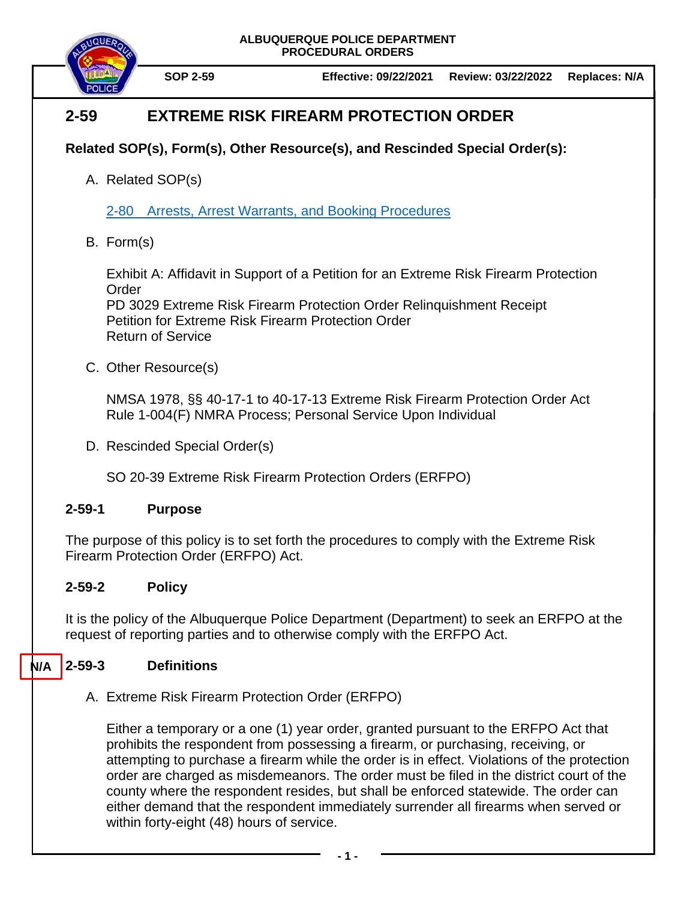ALBUQUERQUE POLICE DEPARTMENT
PROCEDURAL ORDERS

**SOP 2-59** | **Effective: 09/22/2021** | **Review: 03/22/2022** | **Replaces: N/A**

# 2-59 EXTREME RISK FIREARM PROTECTION ORDER

**Related SOP(s), Form(s), Other Resource(s), and Rescinded Special Order(s):**

A. Related SOP(s)

   2-80 Arrests, Arrest Warrants, and Booking Procedures

B. Form(s)

   Exhibit A: Affidavit in Support of a Petition for an Extreme Risk Firearm Protection Order
   PD 3029 Extreme Risk Firearm Protection Order Relinquishment Receipt
   Petition for Extreme Risk Firearm Protection Order
   Return of Service

C. Other Resource(s)

   NMSA 1978, §§ 40-17-1 to 40-17-13 Extreme Risk Firearm Protection Order Act
   Rule 1-004(F) NMRA Process; Personal Service Upon Individual

D. Rescinded Special Order(s)

   SO 20-39 Extreme Risk Firearm Protection Orders (ERFPO)

## 2-59-1 Purpose

The purpose of this policy is to set forth the procedures to comply with the Extreme Risk Firearm Protection Order (ERFPO) Act.

## 2-59-2 Policy

It is the policy of the Albuquerque Police Department (Department) to seek an ERFPO at the request of reporting parties and to otherwise comply with the ERFPO Act.

## N/A 2-59-3 Definitions

A. Extreme Risk Firearm Protection Order (ERFPO)

   Either a temporary or a one (1) year order, granted pursuant to the ERFPO Act that prohibits the respondent from possessing a firearm, or purchasing, receiving, or attempting to purchase a firearm while the order is in effect. Violations of the protection order are charged as misdemeanors. The order must be filed in the district court of the county where the respondent resides, but shall be enforced statewide. The order can either demand that the respondent immediately surrender all firearms when served or within forty-eight (48) hours of service.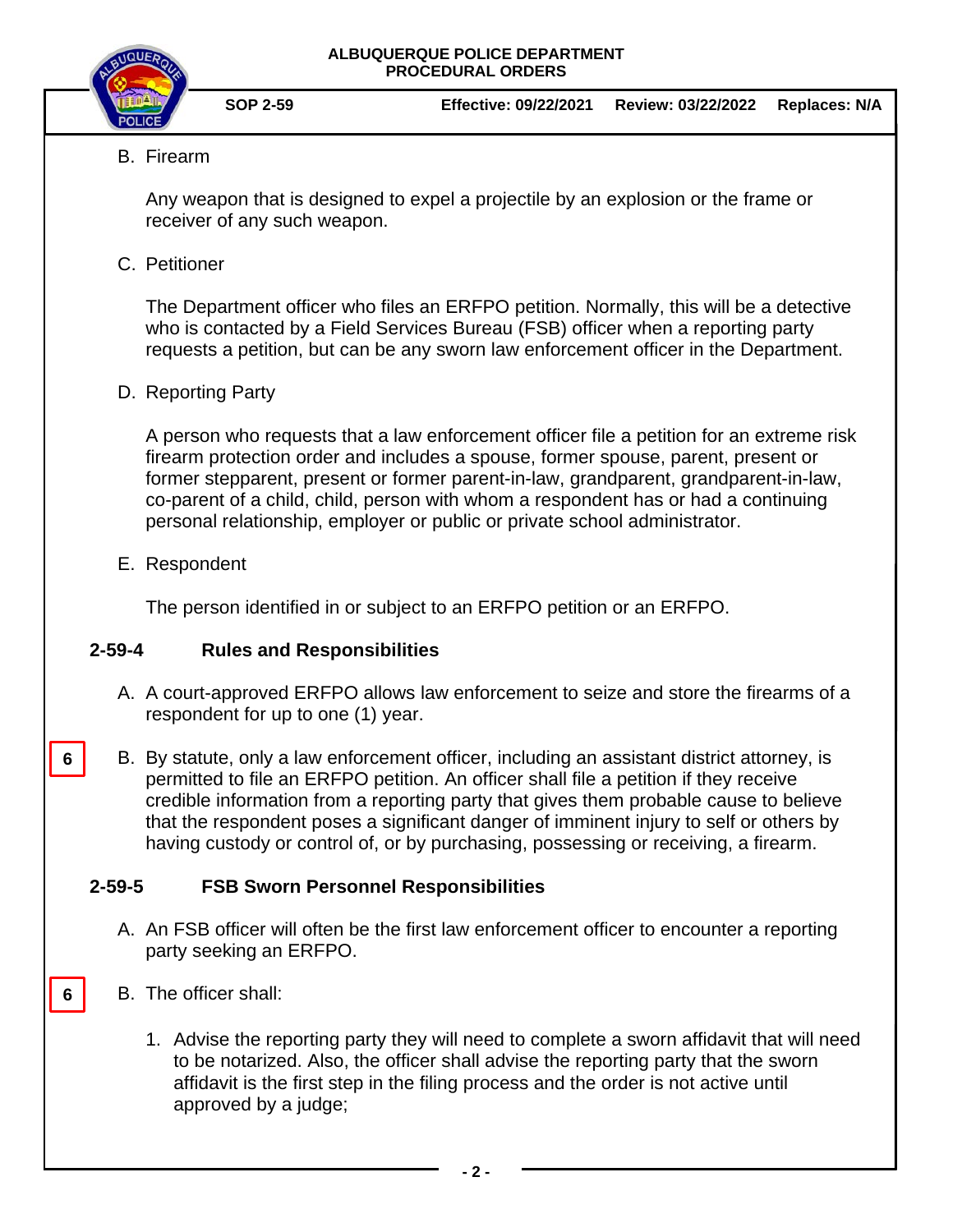B. Firearm

Any weapon that is designed to expel a projectile by an explosion or the frame or receiver of any such weapon.

C. Petitioner

The Department officer who files an ERFPO petition. Normally, this will be a detective who is contacted by a Field Services Bureau (FSB) officer when a reporting party requests a petition, but can be any sworn law enforcement officer in the Department.

D. Reporting Party

A person who requests that a law enforcement officer file a petition for an extreme risk firearm protection order and includes a spouse, former spouse, parent, present or former stepparent, present or former parent-in-law, grandparent, grandparent-in-law, co-parent of a child, child, person with whom a respondent has or had a continuing personal relationship, employer or public or private school administrator.

E. Respondent

The person identified in or subject to an ERFPO petition or an ERFPO.

## 2-59-4 Rules and Responsibilities

A. A court-approved ERFPO allows law enforcement to seize and store the firearms of a respondent for up to one (1) year.

6 B. By statute, only a law enforcement officer, including an assistant district attorney, is permitted to file an ERFPO petition. An officer shall file a petition if they receive credible information from a reporting party that gives them probable cause to believe that the respondent poses a significant danger of imminent injury to self or others by having custody or control of, or by purchasing, possessing or receiving, a firearm.

## 2-59-5 FSB Sworn Personnel Responsibilities

A. An FSB officer will often be the first law enforcement officer to encounter a reporting party seeking an ERFPO.

6 B. The officer shall:

1. Advise the reporting party they will need to complete a sworn affidavit that will need to be notarized. Also, the officer shall advise the reporting party that the sworn affidavit is the first step in the filing process and the order is not active until approved by a judge;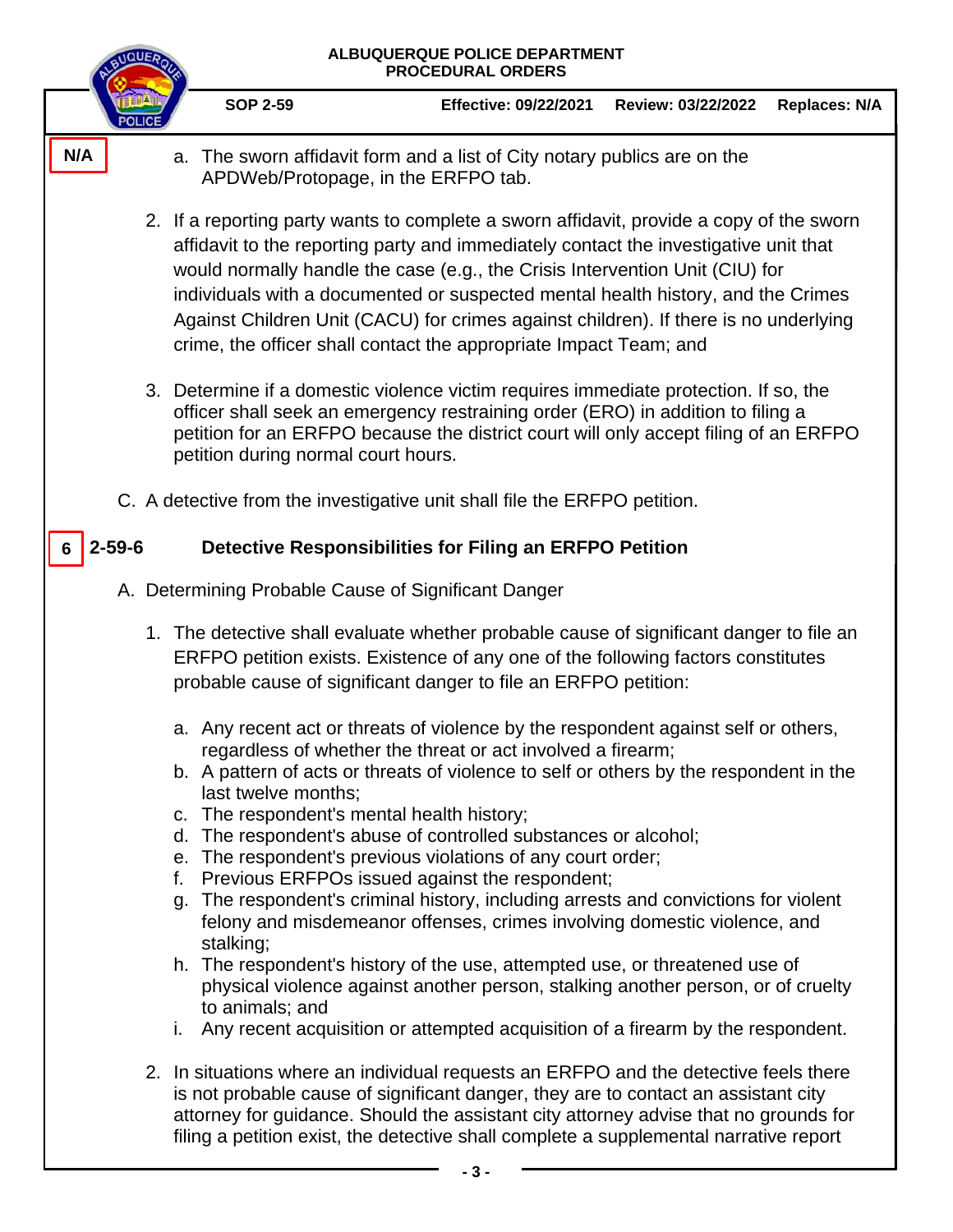N/A

a. The sworn affidavit form and a list of City notary publics are on the APDWeb/Protopage, in the ERFPO tab.

2. If a reporting party wants to complete a sworn affidavit, provide a copy of the sworn affidavit to the reporting party and immediately contact the investigative unit that would normally handle the case (e.g., the Crisis Intervention Unit (CIU) for individuals with a documented or suspected mental health history, and the Crimes Against Children Unit (CACU) for crimes against children). If there is no underlying crime, the officer shall contact the appropriate Impact Team; and

3. Determine if a domestic violence victim requires immediate protection. If so, the officer shall seek an emergency restraining order (ERO) in addition to filing a petition for an ERFPO because the district court will only accept filing of an ERFPO petition during normal court hours.

C. A detective from the investigative unit shall file the ERFPO petition.

## 6 2-59-6 Detective Responsibilities for Filing an ERFPO Petition

A. Determining Probable Cause of Significant Danger

1. The detective shall evaluate whether probable cause of significant danger to file an ERFPO petition exists. Existence of any one of the following factors constitutes probable cause of significant danger to file an ERFPO petition:

   a. Any recent act or threats of violence by the respondent against self or others, regardless of whether the threat or act involved a firearm;
   b. A pattern of acts or threats of violence to self or others by the respondent in the last twelve months;
   c. The respondent's mental health history;
   d. The respondent's abuse of controlled substances or alcohol;
   e. The respondent's previous violations of any court order;
   f. Previous ERFPOs issued against the respondent;
   g. The respondent's criminal history, including arrests and convictions for violent felony and misdemeanor offenses, crimes involving domestic violence, and stalking;
   h. The respondent's history of the use, attempted use, or threatened use of physical violence against another person, stalking another person, or of cruelty to animals; and
   i. Any recent acquisition or attempted acquisition of a firearm by the respondent.

2. In situations where an individual requests an ERFPO and the detective feels there is not probable cause of significant danger, they are to contact an assistant city attorney for guidance. Should the assistant city attorney advise that no grounds for filing a petition exist, the detective shall complete a supplemental narrative report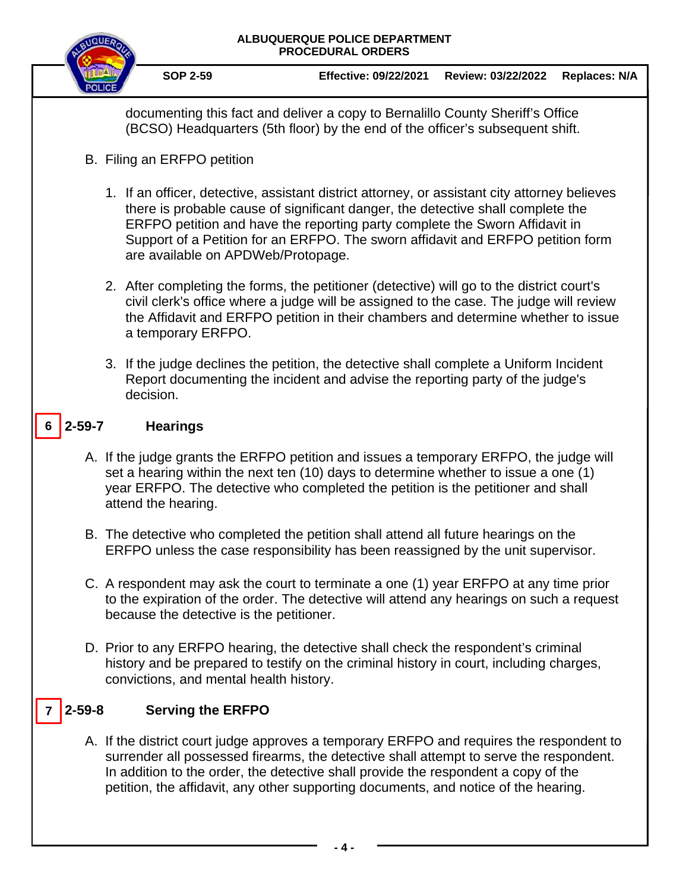documenting this fact and deliver a copy to Bernalillo County Sheriff's Office (BCSO) Headquarters (5th floor) by the end of the officer's subsequent shift.

B. Filing an ERFPO petition

1. If an officer, detective, assistant district attorney, or assistant city attorney believes there is probable cause of significant danger, the detective shall complete the ERFPO petition and have the reporting party complete the Sworn Affidavit in Support of a Petition for an ERFPO. The sworn affidavit and ERFPO petition form are available on APDWeb/Protopage.

2. After completing the forms, the petitioner (detective) will go to the district court's civil clerk's office where a judge will be assigned to the case. The judge will review the Affidavit and ERFPO petition in their chambers and determine whether to issue a temporary ERFPO.

3. If the judge declines the petition, the detective shall complete a Uniform Incident Report documenting the incident and advise the reporting party of the judge's decision.

## 6 2-59-7 Hearings

A. If the judge grants the ERFPO petition and issues a temporary ERFPO, the judge will set a hearing within the next ten (10) days to determine whether to issue a one (1) year ERFPO. The detective who completed the petition is the petitioner and shall attend the hearing.

B. The detective who completed the petition shall attend all future hearings on the ERFPO unless the case responsibility has been reassigned by the unit supervisor.

C. A respondent may ask the court to terminate a one (1) year ERFPO at any time prior to the expiration of the order. The detective will attend any hearings on such a request because the detective is the petitioner.

D. Prior to any ERFPO hearing, the detective shall check the respondent's criminal history and be prepared to testify on the criminal history in court, including charges, convictions, and mental health history.

## 7 2-59-8 Serving the ERFPO

A. If the district court judge approves a temporary ERFPO and requires the respondent to surrender all possessed firearms, the detective shall attempt to serve the respondent. In addition to the order, the detective shall provide the respondent a copy of the petition, the affidavit, any other supporting documents, and notice of the hearing.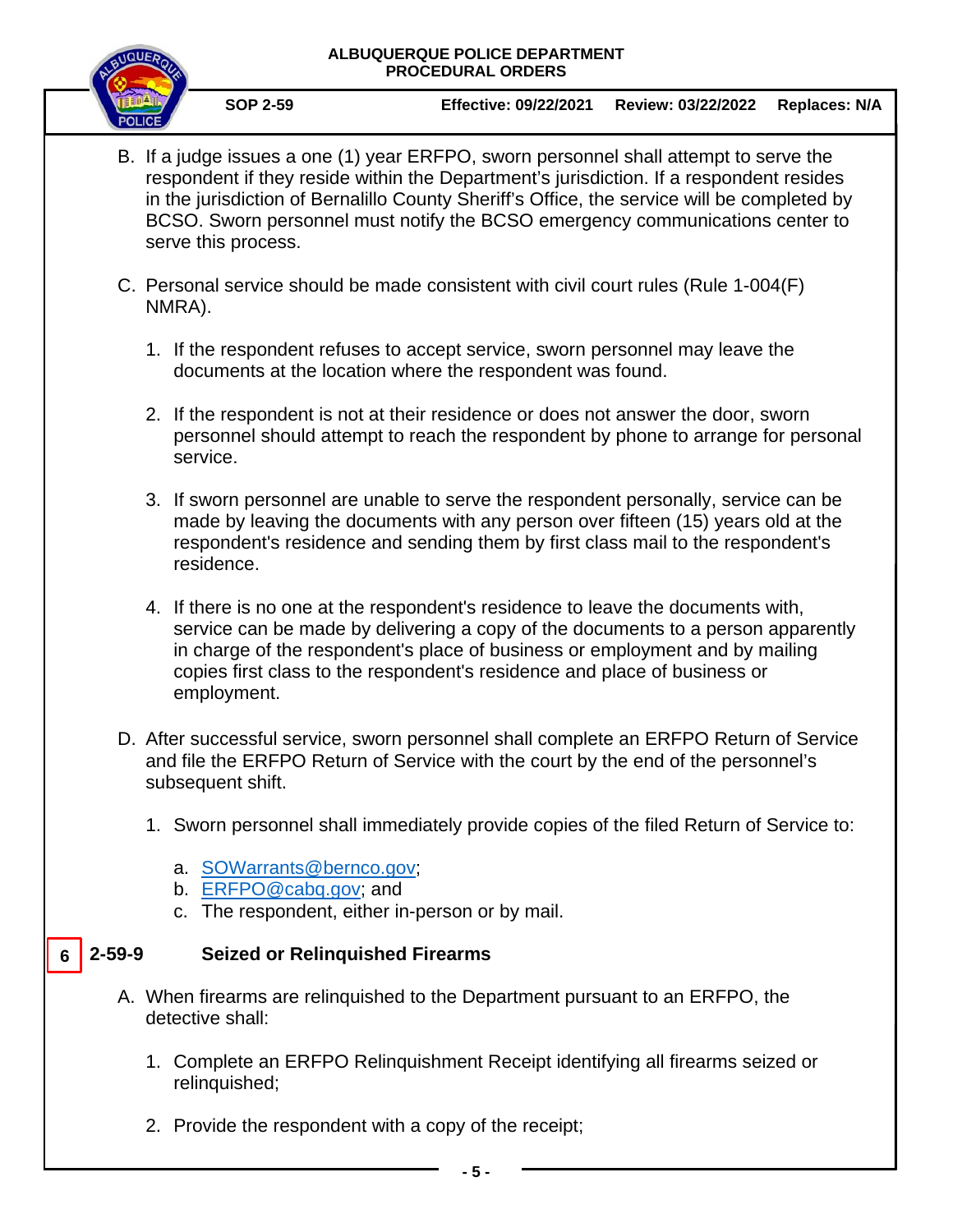B. If a judge issues a one (1) year ERFPO, sworn personnel shall attempt to serve the respondent if they reside within the Department's jurisdiction. If a respondent resides in the jurisdiction of Bernalillo County Sheriff's Office, the service will be completed by BCSO. Sworn personnel must notify the BCSO emergency communications center to serve this process.

C. Personal service should be made consistent with civil court rules (Rule 1-004(F) NMRA).

   1. If the respondent refuses to accept service, sworn personnel may leave the documents at the location where the respondent was found.

   2. If the respondent is not at their residence or does not answer the door, sworn personnel should attempt to reach the respondent by phone to arrange for personal service.

   3. If sworn personnel are unable to serve the respondent personally, service can be made by leaving the documents with any person over fifteen (15) years old at the respondent's residence and sending them by first class mail to the respondent's residence.

   4. If there is no one at the respondent's residence to leave the documents with, service can be made by delivering a copy of the documents to a person apparently in charge of the respondent's place of business or employment and by mailing copies first class to the respondent's residence and place of business or employment.

D. After successful service, sworn personnel shall complete an ERFPO Return of Service and file the ERFPO Return of Service with the court by the end of the personnel's subsequent shift.

   1. Sworn personnel shall immediately provide copies of the filed Return of Service to:

      a. SOWarrants@bernco.gov;
      b. ERFPO@cabq.gov; and
      c. The respondent, either in-person or by mail.

## 6 2-59-9 Seized or Relinquished Firearms

A. When firearms are relinquished to the Department pursuant to an ERFPO, the detective shall:

   1. Complete an ERFPO Relinquishment Receipt identifying all firearms seized or relinquished;

   2. Provide the respondent with a copy of the receipt;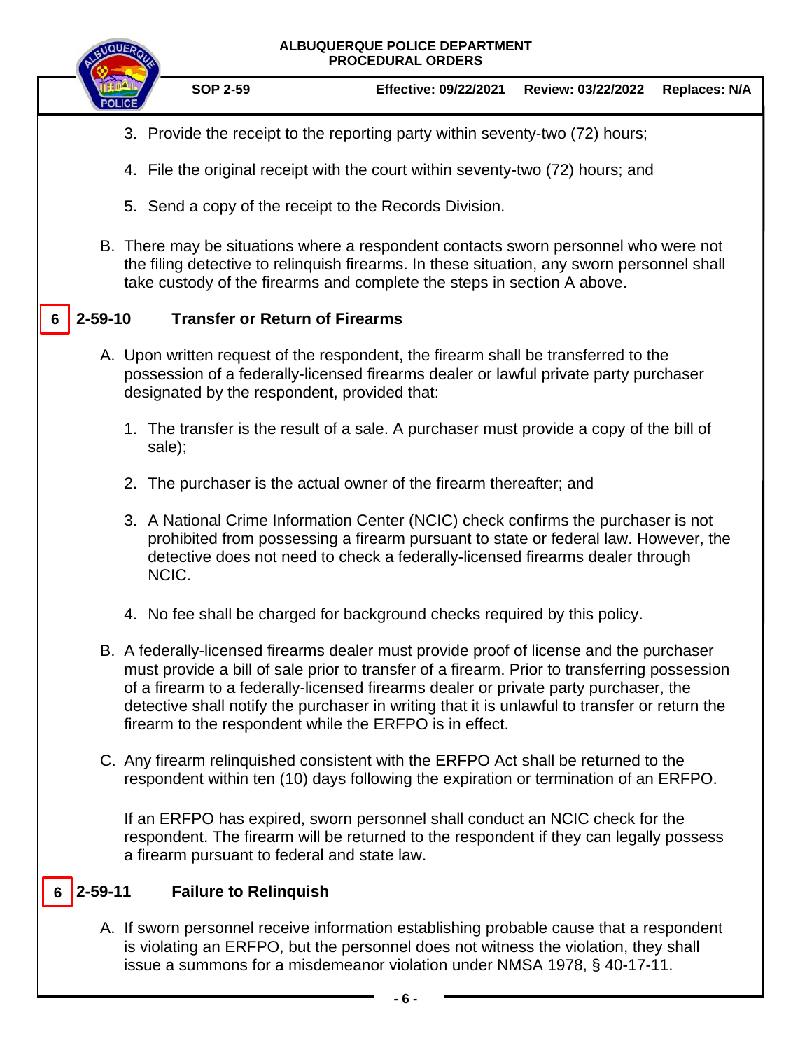3. Provide the receipt to the reporting party within seventy-two (72) hours;

4. File the original receipt with the court within seventy-two (72) hours; and

5. Send a copy of the receipt to the Records Division.

B. There may be situations where a respondent contacts sworn personnel who were not the filing detective to relinquish firearms. In these situation, any sworn personnel shall take custody of the firearms and complete the steps in section A above.

## 6 2-59-10 Transfer or Return of Firearms

A. Upon written request of the respondent, the firearm shall be transferred to the possession of a federally-licensed firearms dealer or lawful private party purchaser designated by the respondent, provided that:

1. The transfer is the result of a sale. A purchaser must provide a copy of the bill of sale);

2. The purchaser is the actual owner of the firearm thereafter; and

3. A National Crime Information Center (NCIC) check confirms the purchaser is not prohibited from possessing a firearm pursuant to state or federal law. However, the detective does not need to check a federally-licensed firearms dealer through NCIC.

4. No fee shall be charged for background checks required by this policy.

B. A federally-licensed firearms dealer must provide proof of license and the purchaser must provide a bill of sale prior to transfer of a firearm. Prior to transferring possession of a firearm to a federally-licensed firearms dealer or private party purchaser, the detective shall notify the purchaser in writing that it is unlawful to transfer or return the firearm to the respondent while the ERFPO is in effect.

C. Any firearm relinquished consistent with the ERFPO Act shall be returned to the respondent within ten (10) days following the expiration or termination of an ERFPO.

   If an ERFPO has expired, sworn personnel shall conduct an NCIC check for the respondent. The firearm will be returned to the respondent if they can legally possess a firearm pursuant to federal and state law.

## 6 2-59-11 Failure to Relinquish

A. If sworn personnel receive information establishing probable cause that a respondent is violating an ERFPO, but the personnel does not witness the violation, they shall issue a summons for a misdemeanor violation under NMSA 1978, § 40-17-11.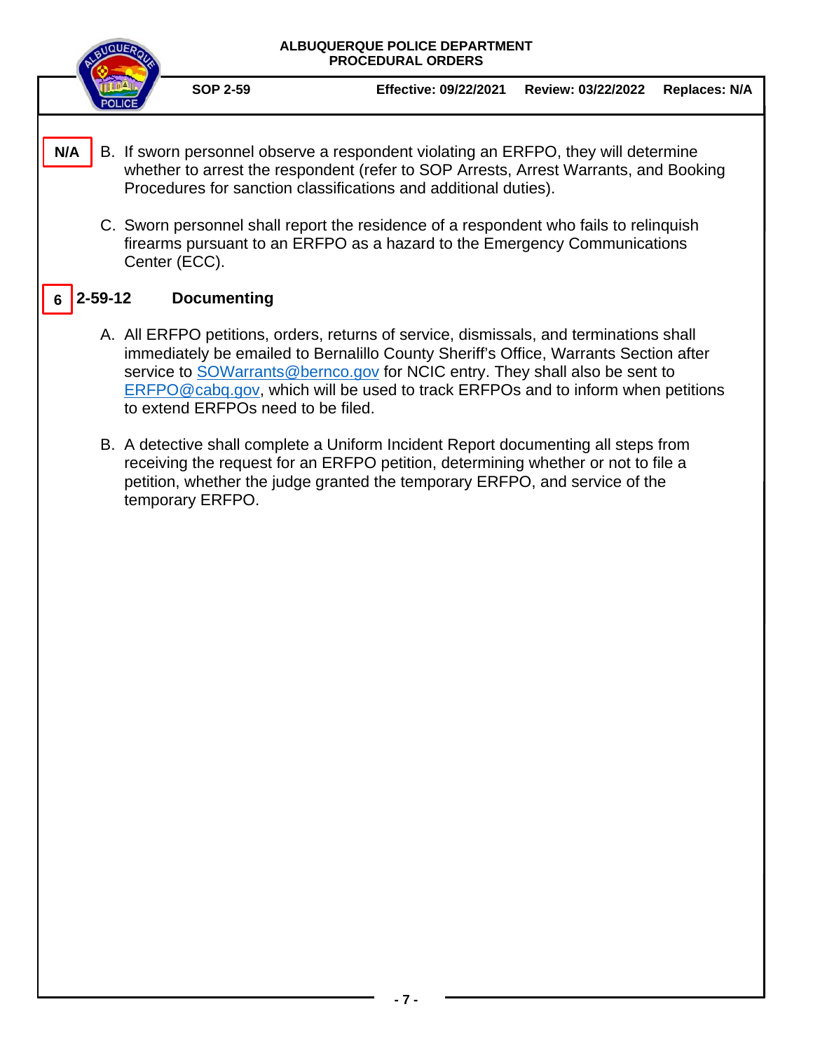N/A B. If sworn personnel observe a respondent violating an ERFPO, they will determine whether to arrest the respondent (refer to SOP Arrests, Arrest Warrants, and Booking Procedures for sanction classifications and additional duties).

C. Sworn personnel shall report the residence of a respondent who fails to relinquish firearms pursuant to an ERFPO as a hazard to the Emergency Communications Center (ECC).

## 6 2-59-12 Documenting

A. All ERFPO petitions, orders, returns of service, dismissals, and terminations shall immediately be emailed to Bernalillo County Sheriff's Office, Warrants Section after service to SOWarrants@bernco.gov for NCIC entry. They shall also be sent to ERFPO@cabq.gov, which will be used to track ERFPOs and to inform when petitions to extend ERFPOs need to be filed.

B. A detective shall complete a Uniform Incident Report documenting all steps from receiving the request for an ERFPO petition, determining whether or not to file a petition, whether the judge granted the temporary ERFPO, and service of the temporary ERFPO.